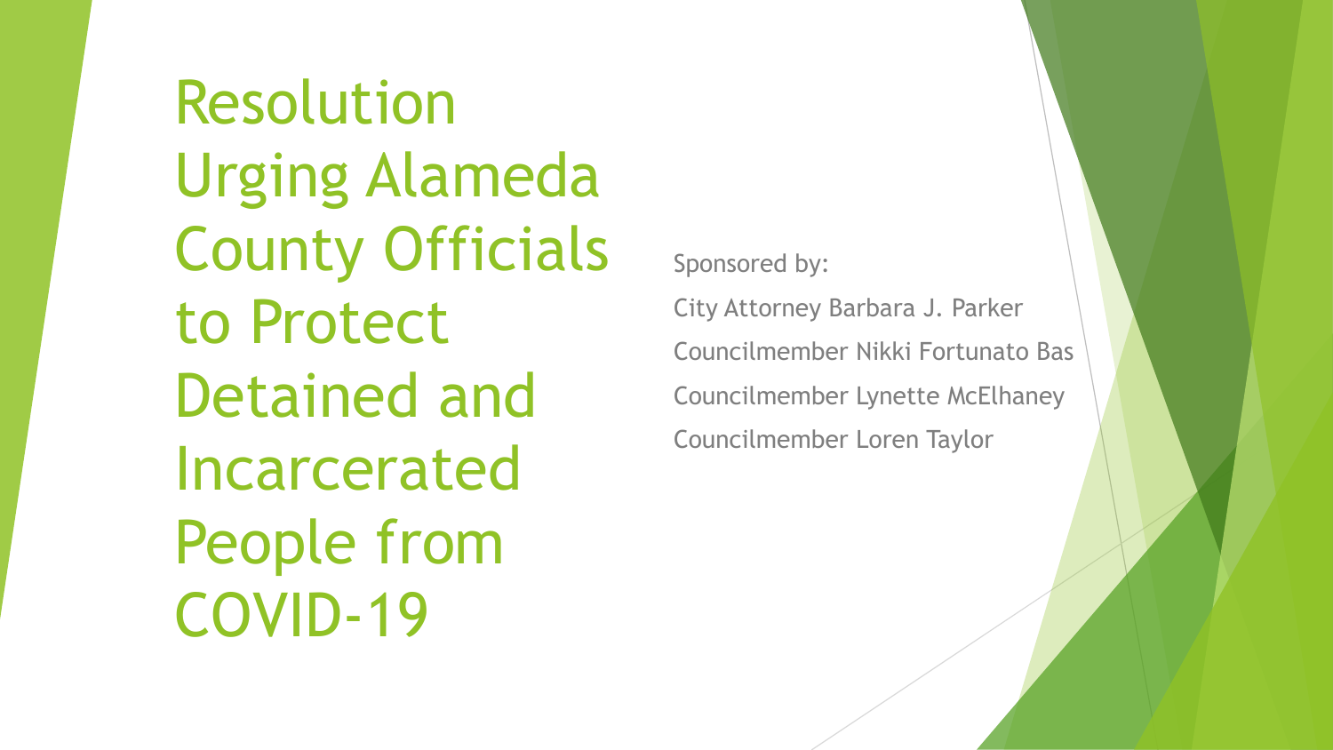# Resolution Urging Alameda County Officials to Protect Detained and Incarcerated People from COVID-19

Sponsored by:

City Attorney Barbara J. Parker

Councilmember Nikki Fortunato Bas

Councilmember Lynette McElhaney

Councilmember Loren Taylor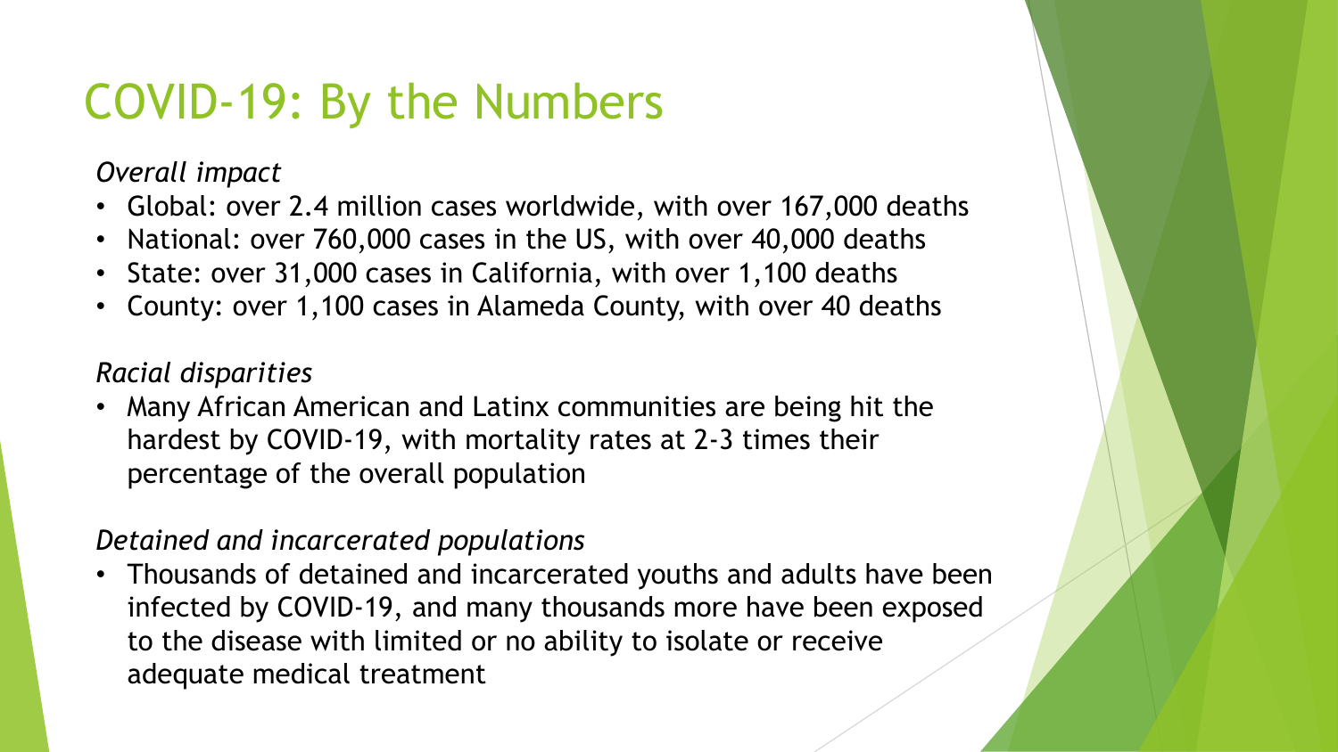# COVID-19: By the Numbers

*Overall impact*

- Global: over 2.4 million cases worldwide, with over 167,000 deaths
- National: over 760,000 cases in the US, with over 40,000 deaths
- State: over 31,000 cases in California, with over 1,100 deaths
- County: over 1,100 cases in Alameda County, with over 40 deaths

*Racial disparities*

- Many African American and Latinx communities are being hit the hardest by COVID-19, with mortality rates at 2-3 times their percentage of the overall population

*Detained and incarcerated populations*

- Thousands of detained and incarcerated youths and adults have been infected by COVID-19, and many thousands more have been exposed to the disease with limited or no ability to isolate or receive adequate medical treatment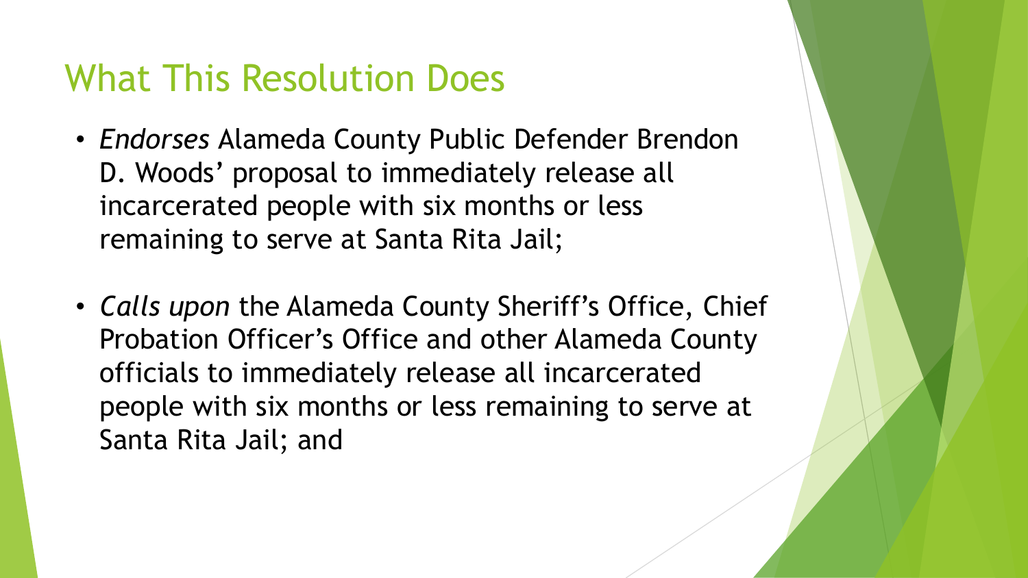## What This Resolution Does

- *Endorses* Alameda County Public Defender Brendon D. Woods' proposal to immediately release all incarcerated people with six months or less remaining to serve at Santa Rita Jail;
- *Calls upon* the Alameda County Sheriff's Office, Chief Probation Officer's Office and other Alameda County officials to immediately release all incarcerated people with six months or less remaining to serve at Santa Rita Jail; and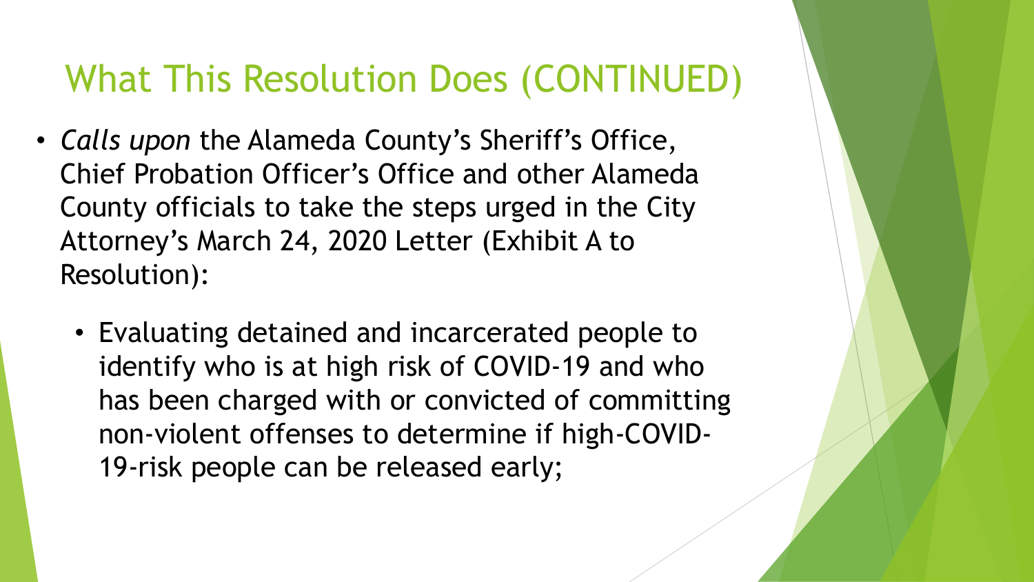# What This Resolution Does (CONTINUED)

- *Calls upon* the Alameda County's Sheriff's Office, Chief Probation Officer's Office and other Alameda County officials to take the steps urged in the City Attorney's March 24, 2020 Letter (Exhibit A to Resolution):
  - Evaluating detained and incarcerated people to identify who is at high risk of COVID-19 and who has been charged with or convicted of committing non-violent offenses to determine if high-COVID-19-risk people can be released early;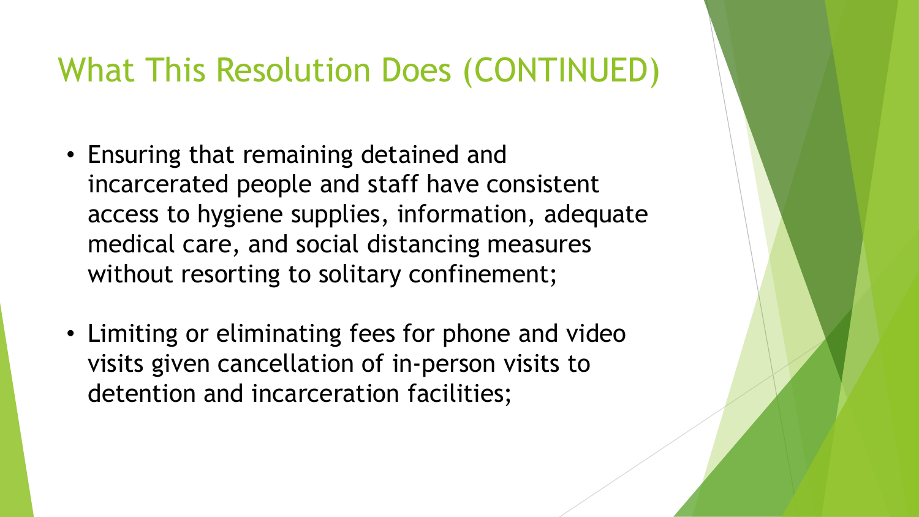# What This Resolution Does (CONTINUED)

- Ensuring that remaining detained and incarcerated people and staff have consistent access to hygiene supplies, information, adequate medical care, and social distancing measures without resorting to solitary confinement;
- Limiting or eliminating fees for phone and video visits given cancellation of in-person visits to detention and incarceration facilities;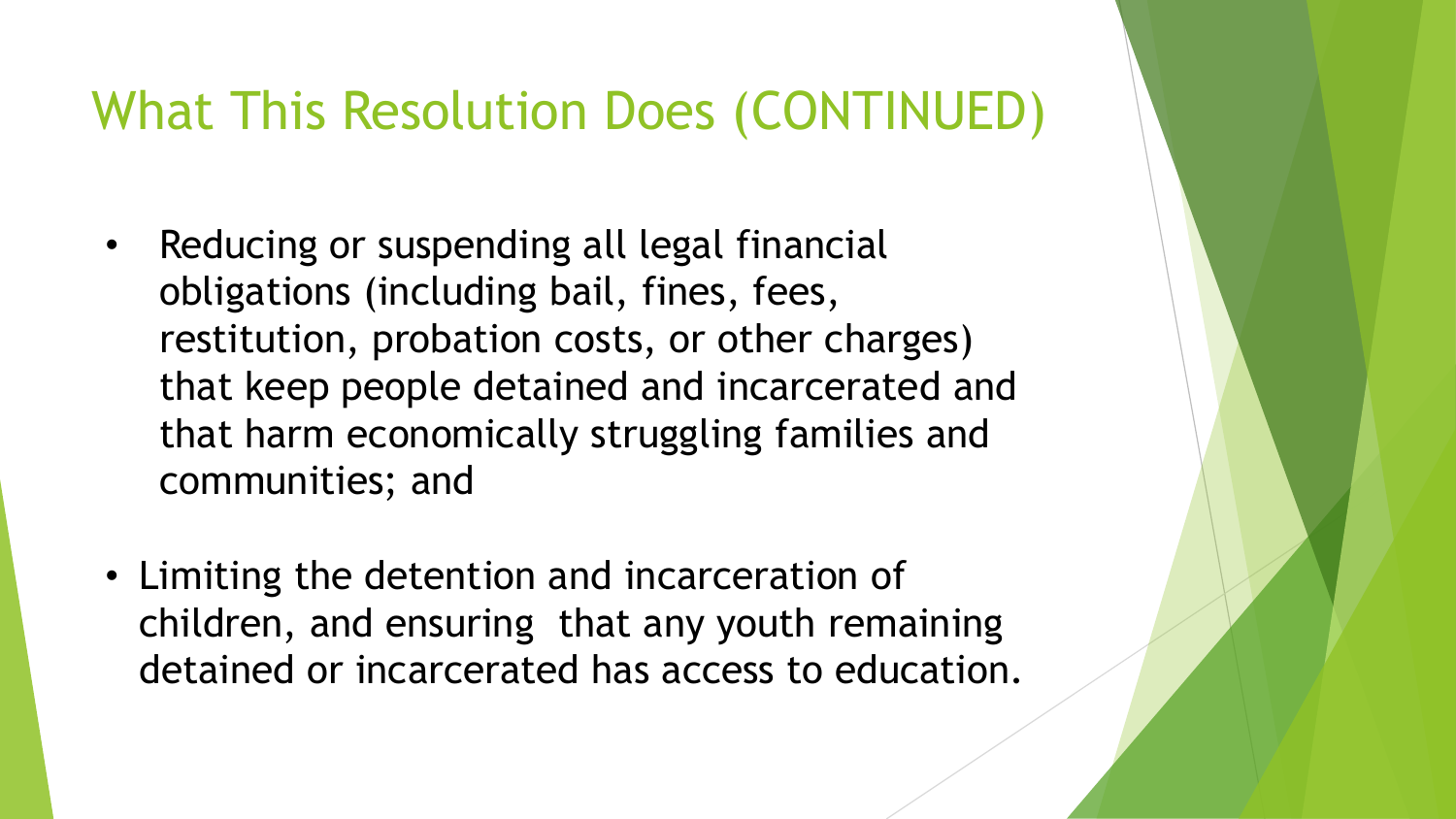# What This Resolution Does (CONTINUED)

- Reducing or suspending all legal financial obligations (including bail, fines, fees, restitution, probation costs, or other charges) that keep people detained and incarcerated and that harm economically struggling families and communities; and
- Limiting the detention and incarceration of children, and ensuring that any youth remaining detained or incarcerated has access to education.